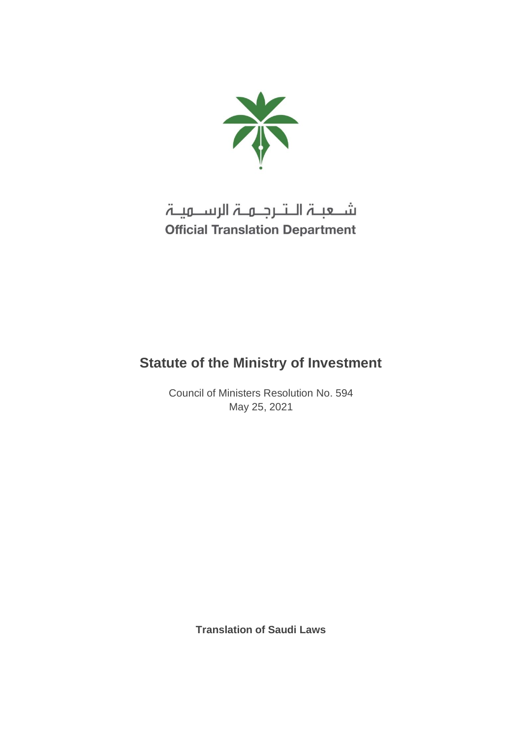شعبة الترجمة الرسمية

**Official Translation Department**

# Statute of the Ministry of Investment

Council of Ministers Resolution No. 594

May 25, 2021

**Translation of Saudi Laws**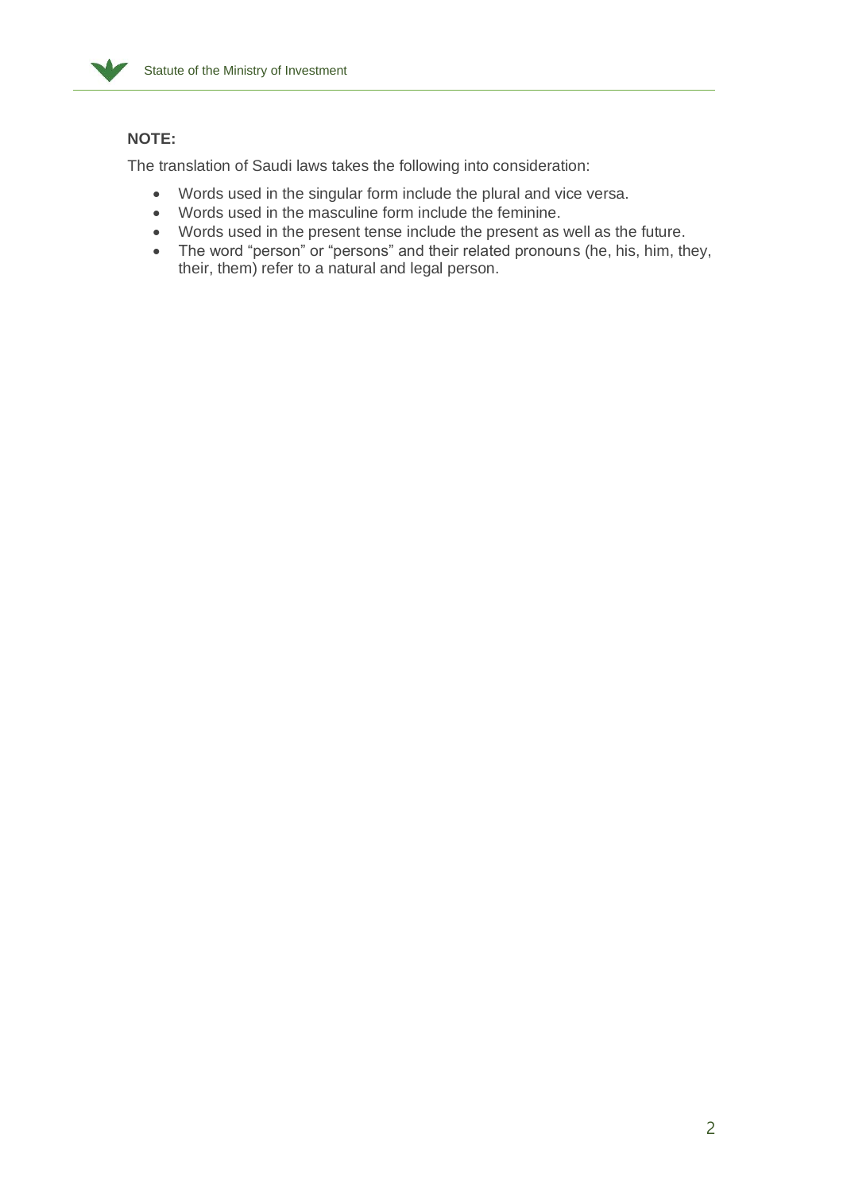**NOTE:**

The translation of Saudi laws takes the following into consideration:

- Words used in the singular form include the plural and vice versa.
- Words used in the masculine form include the feminine.
- Words used in the present tense include the present as well as the future.
- The word "person" or "persons" and their related pronouns (he, his, him, they, their, them) refer to a natural and legal person.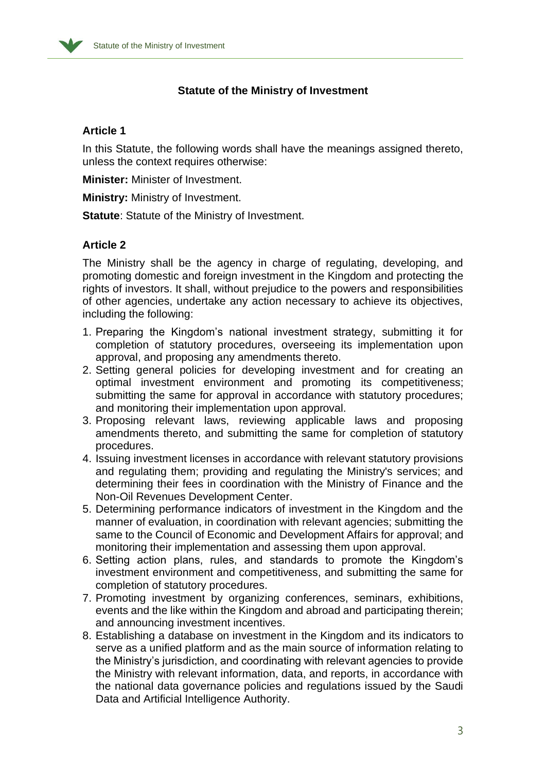## Statute of the Ministry of Investment

### Article 1

In this Statute, the following words shall have the meanings assigned thereto, unless the context requires otherwise:

**Minister:** Minister of Investment.

**Ministry:** Ministry of Investment.

**Statute**: Statute of the Ministry of Investment.

### Article 2

The Ministry shall be the agency in charge of regulating, developing, and promoting domestic and foreign investment in the Kingdom and protecting the rights of investors. It shall, without prejudice to the powers and responsibilities of other agencies, undertake any action necessary to achieve its objectives, including the following:

1. Preparing the Kingdom's national investment strategy, submitting it for completion of statutory procedures, overseeing its implementation upon approval, and proposing any amendments thereto.
2. Setting general policies for developing investment and for creating an optimal investment environment and promoting its competitiveness; submitting the same for approval in accordance with statutory procedures; and monitoring their implementation upon approval.
3. Proposing relevant laws, reviewing applicable laws and proposing amendments thereto, and submitting the same for completion of statutory procedures.
4. Issuing investment licenses in accordance with relevant statutory provisions and regulating them; providing and regulating the Ministry's services; and determining their fees in coordination with the Ministry of Finance and the Non-Oil Revenues Development Center.
5. Determining performance indicators of investment in the Kingdom and the manner of evaluation, in coordination with relevant agencies; submitting the same to the Council of Economic and Development Affairs for approval; and monitoring their implementation and assessing them upon approval.
6. Setting action plans, rules, and standards to promote the Kingdom's investment environment and competitiveness, and submitting the same for completion of statutory procedures.
7. Promoting investment by organizing conferences, seminars, exhibitions, events and the like within the Kingdom and abroad and participating therein; and announcing investment incentives.
8. Establishing a database on investment in the Kingdom and its indicators to serve as a unified platform and as the main source of information relating to the Ministry's jurisdiction, and coordinating with relevant agencies to provide the Ministry with relevant information, data, and reports, in accordance with the national data governance policies and regulations issued by the Saudi Data and Artificial Intelligence Authority.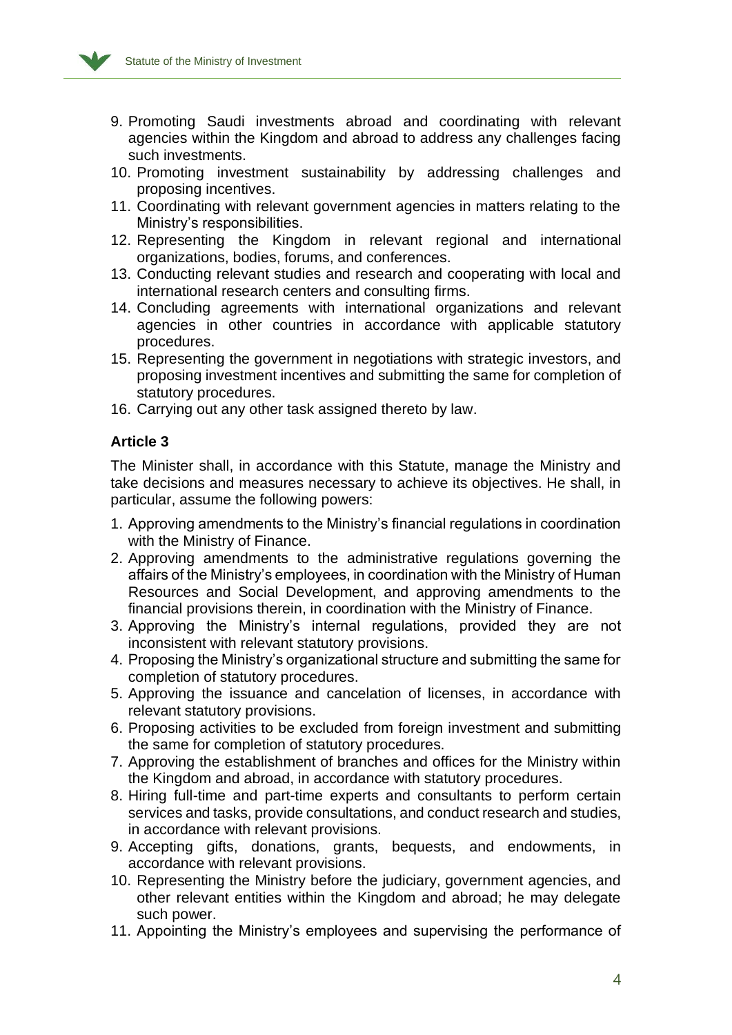9. Promoting Saudi investments abroad and coordinating with relevant agencies within the Kingdom and abroad to address any challenges facing such investments.
10. Promoting investment sustainability by addressing challenges and proposing incentives.
11. Coordinating with relevant government agencies in matters relating to the Ministry's responsibilities.
12. Representing the Kingdom in relevant regional and international organizations, bodies, forums, and conferences.
13. Conducting relevant studies and research and cooperating with local and international research centers and consulting firms.
14. Concluding agreements with international organizations and relevant agencies in other countries in accordance with applicable statutory procedures.
15. Representing the government in negotiations with strategic investors, and proposing investment incentives and submitting the same for completion of statutory procedures.
16. Carrying out any other task assigned thereto by law.

### Article 3

The Minister shall, in accordance with this Statute, manage the Ministry and take decisions and measures necessary to achieve its objectives. He shall, in particular, assume the following powers:

1. Approving amendments to the Ministry's financial regulations in coordination with the Ministry of Finance.
2. Approving amendments to the administrative regulations governing the affairs of the Ministry's employees, in coordination with the Ministry of Human Resources and Social Development, and approving amendments to the financial provisions therein, in coordination with the Ministry of Finance.
3. Approving the Ministry's internal regulations, provided they are not inconsistent with relevant statutory provisions.
4. Proposing the Ministry's organizational structure and submitting the same for completion of statutory procedures.
5. Approving the issuance and cancelation of licenses, in accordance with relevant statutory provisions.
6. Proposing activities to be excluded from foreign investment and submitting the same for completion of statutory procedures.
7. Approving the establishment of branches and offices for the Ministry within the Kingdom and abroad, in accordance with statutory procedures.
8. Hiring full-time and part-time experts and consultants to perform certain services and tasks, provide consultations, and conduct research and studies, in accordance with relevant provisions.
9. Accepting gifts, donations, grants, bequests, and endowments, in accordance with relevant provisions.
10. Representing the Ministry before the judiciary, government agencies, and other relevant entities within the Kingdom and abroad; he may delegate such power.
11. Appointing the Ministry's employees and supervising the performance of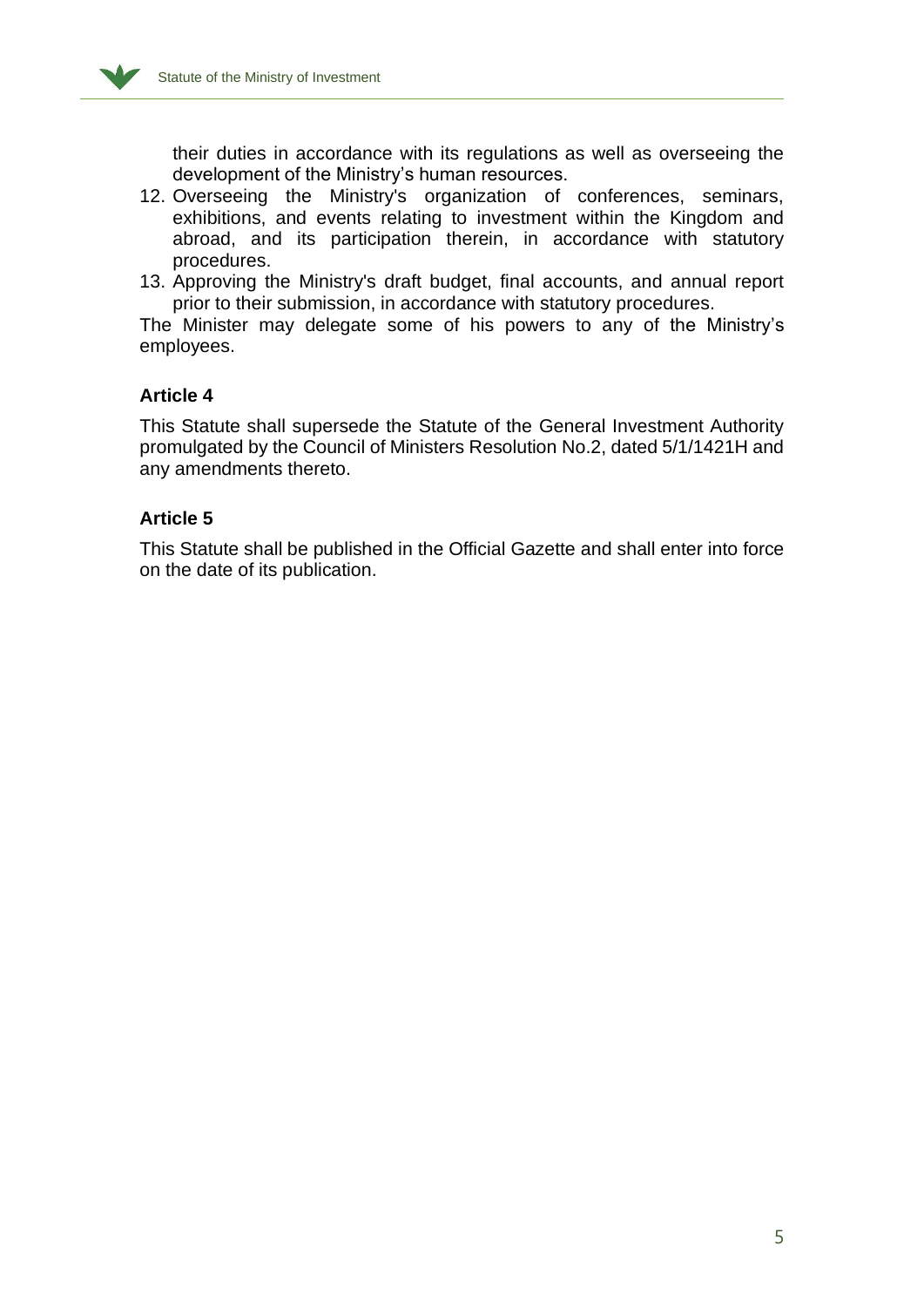their duties in accordance with its regulations as well as overseeing the development of the Ministry's human resources.

12. Overseeing the Ministry's organization of conferences, seminars, exhibitions, and events relating to investment within the Kingdom and abroad, and its participation therein, in accordance with statutory procedures.
13. Approving the Ministry's draft budget, final accounts, and annual report prior to their submission, in accordance with statutory procedures.

The Minister may delegate some of his powers to any of the Ministry's employees.

**Article 4**

This Statute shall supersede the Statute of the General Investment Authority promulgated by the Council of Ministers Resolution No.2, dated 5/1/1421H and any amendments thereto.

**Article 5**

This Statute shall be published in the Official Gazette and shall enter into force on the date of its publication.